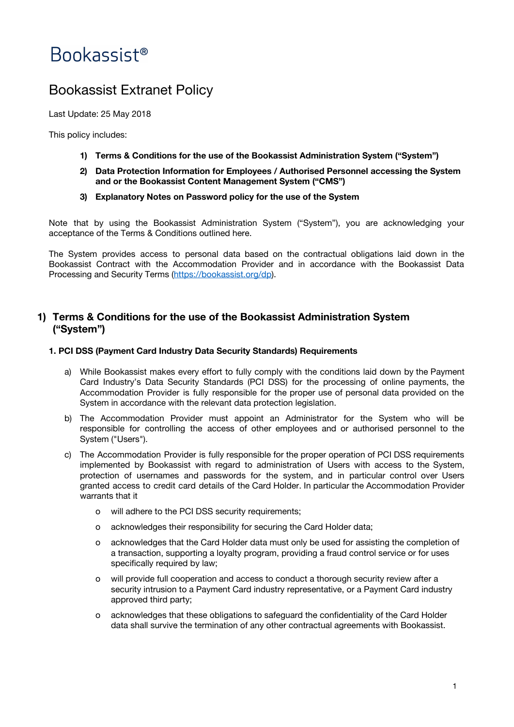# Bookassist®

## Bookassist Extranet Policy

Last Update: 25 May 2018

This policy includes:

1) **Terms & Conditions for the use of the Bookassist Administration System ("System")**
2) **Data Protection Information for Employees / Authorised Personnel accessing the System and or the Bookassist Content Management System ("CMS")**
3) **Explanatory Notes on Password policy for the use of the System**

Note that by using the Bookassist Administration System ("System"), you are acknowledging your acceptance of the Terms & Conditions outlined here.

The System provides access to personal data based on the contractual obligations laid down in the Bookassist Contract with the Accommodation Provider and in accordance with the Bookassist Data Processing and Security Terms ([https://bookassist.org/dp](https://bookassist.org/dp)).

## 1) Terms & Conditions for the use of the Bookassist Administration System ("System")

### 1. PCI DSS (Payment Card Industry Data Security Standards) Requirements

a) While Bookassist makes every effort to fully comply with the conditions laid down by the Payment Card Industry's Data Security Standards (PCI DSS) for the processing of online payments, the Accommodation Provider is fully responsible for the proper use of personal data provided on the System in accordance with the relevant data protection legislation.

b) The Accommodation Provider must appoint an Administrator for the System who will be responsible for controlling the access of other employees and or authorised personnel to the System ("Users").

c) The Accommodation Provider is fully responsible for the proper operation of PCI DSS requirements implemented by Bookassist with regard to administration of Users with access to the System, protection of usernames and passwords for the system, and in particular control over Users granted access to credit card details of the Card Holder. In particular the Accommodation Provider warrants that it

- will adhere to the PCI DSS security requirements;
- acknowledges their responsibility for securing the Card Holder data;
- acknowledges that the Card Holder data must only be used for assisting the completion of a transaction, supporting a loyalty program, providing a fraud control service or for uses specifically required by law;
- will provide full cooperation and access to conduct a thorough security review after a security intrusion to a Payment Card industry representative, or a Payment Card industry approved third party;
- acknowledges that these obligations to safeguard the confidentiality of the Card Holder data shall survive the termination of any other contractual agreements with Bookassist.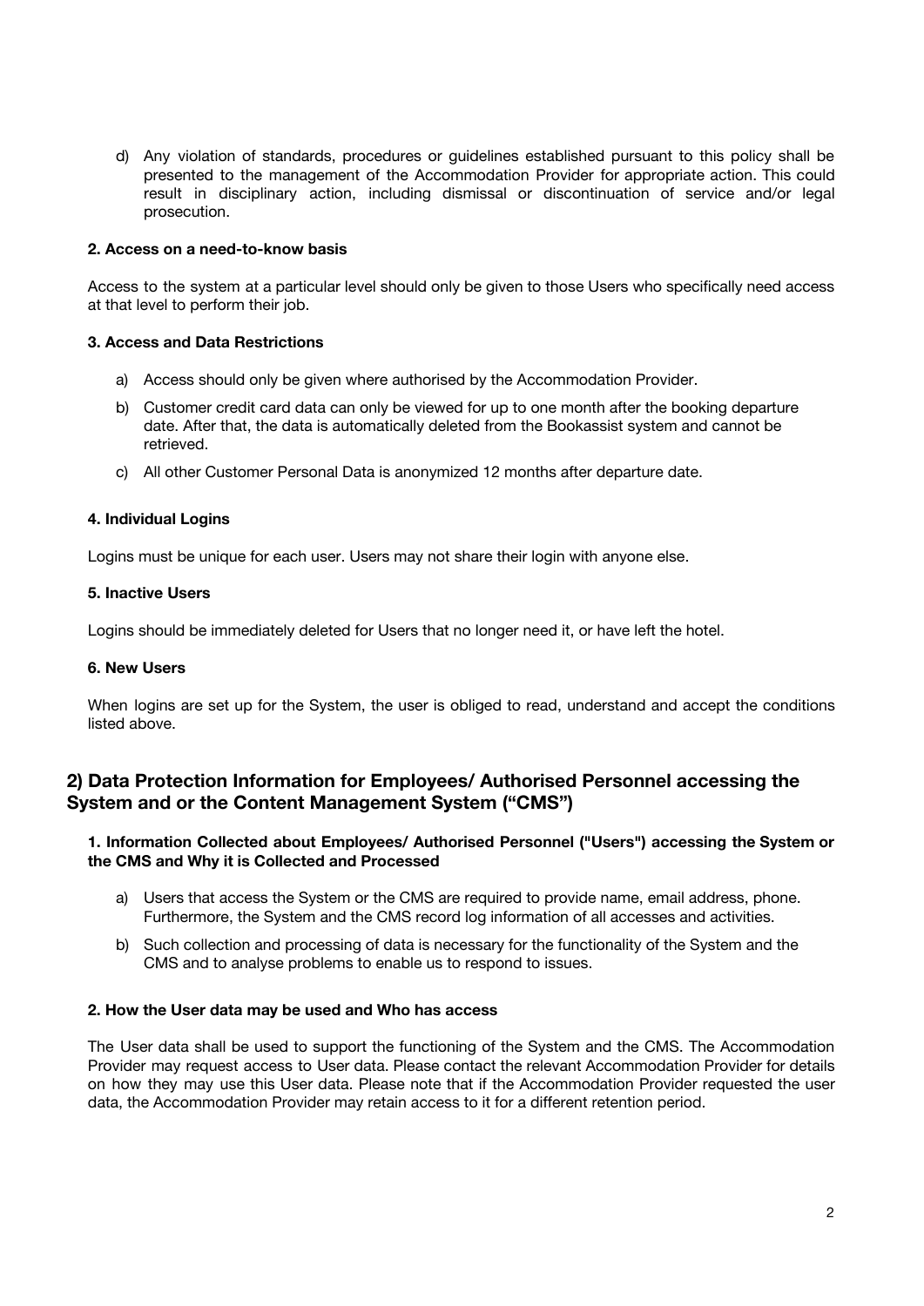d) Any violation of standards, procedures or guidelines established pursuant to this policy shall be presented to the management of the Accommodation Provider for appropriate action. This could result in disciplinary action, including dismissal or discontinuation of service and/or legal prosecution.

**2. Access on a need-to-know basis**

Access to the system at a particular level should only be given to those Users who specifically need access at that level to perform their job.

**3. Access and Data Restrictions**

a) Access should only be given where authorised by the Accommodation Provider.

b) Customer credit card data can only be viewed for up to one month after the booking departure date. After that, the data is automatically deleted from the Bookassist system and cannot be retrieved.

c) All other Customer Personal Data is anonymized 12 months after departure date.

**4. Individual Logins**

Logins must be unique for each user. Users may not share their login with anyone else.

**5. Inactive Users**

Logins should be immediately deleted for Users that no longer need it, or have left the hotel.

**6. New Users**

When logins are set up for the System, the user is obliged to read, understand and accept the conditions listed above.

## 2) Data Protection Information for Employees/ Authorised Personnel accessing the System and or the Content Management System ("CMS")

**1. Information Collected about Employees/ Authorised Personnel ("Users") accessing the System or the CMS and Why it is Collected and Processed**

a) Users that access the System or the CMS are required to provide name, email address, phone. Furthermore, the System and the CMS record log information of all accesses and activities.

b) Such collection and processing of data is necessary for the functionality of the System and the CMS and to analyse problems to enable us to respond to issues.

**2. How the User data may be used and Who has access**

The User data shall be used to support the functioning of the System and the CMS. The Accommodation Provider may request access to User data. Please contact the relevant Accommodation Provider for details on how they may use this User data. Please note that if the Accommodation Provider requested the user data, the Accommodation Provider may retain access to it for a different retention period.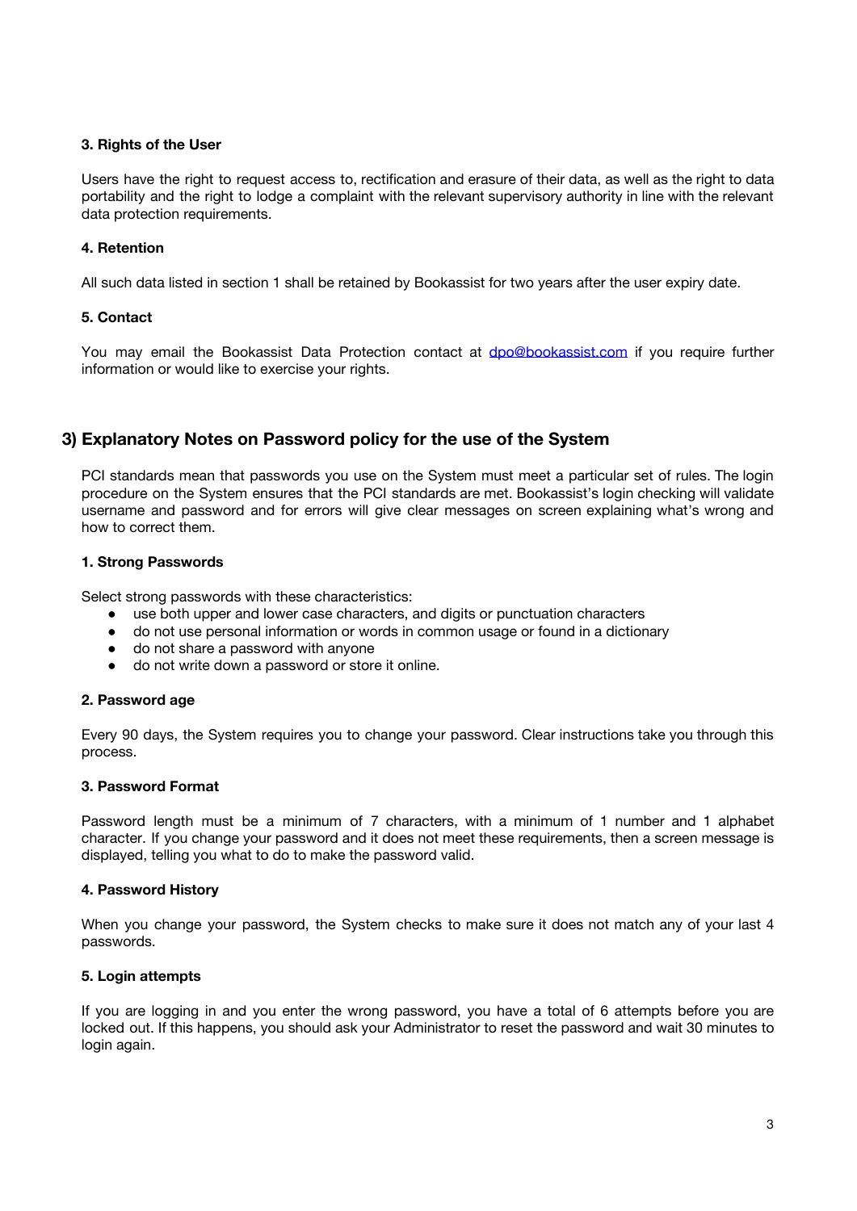### 3. Rights of the User

Users have the right to request access to, rectification and erasure of their data, as well as the right to data portability and the right to lodge a complaint with the relevant supervisory authority in line with the relevant data protection requirements.

### 4. Retention

All such data listed in section 1 shall be retained by Bookassist for two years after the user expiry date.

### 5. Contact

You may email the Bookassist Data Protection contact at [dpo@bookassist.com](mailto:dpo@bookassist.com) if you require further information or would like to exercise your rights.

## 3) Explanatory Notes on Password policy for the use of the System

PCI standards mean that passwords you use on the System must meet a particular set of rules. The login procedure on the System ensures that the PCI standards are met. Bookassist's login checking will validate username and password and for errors will give clear messages on screen explaining what's wrong and how to correct them.

### 1. Strong Passwords

Select strong passwords with these characteristics:

- use both upper and lower case characters, and digits or punctuation characters
- do not use personal information or words in common usage or found in a dictionary
- do not share a password with anyone
- do not write down a password or store it online.

### 2. Password age

Every 90 days, the System requires you to change your password. Clear instructions take you through this process.

### 3. Password Format

Password length must be a minimum of 7 characters, with a minimum of 1 number and 1 alphabet character. If you change your password and it does not meet these requirements, then a screen message is displayed, telling you what to do to make the password valid.

### 4. Password History

When you change your password, the System checks to make sure it does not match any of your last 4 passwords.

### 5. Login attempts

If you are logging in and you enter the wrong password, you have a total of 6 attempts before you are locked out. If this happens, you should ask your Administrator to reset the password and wait 30 minutes to login again.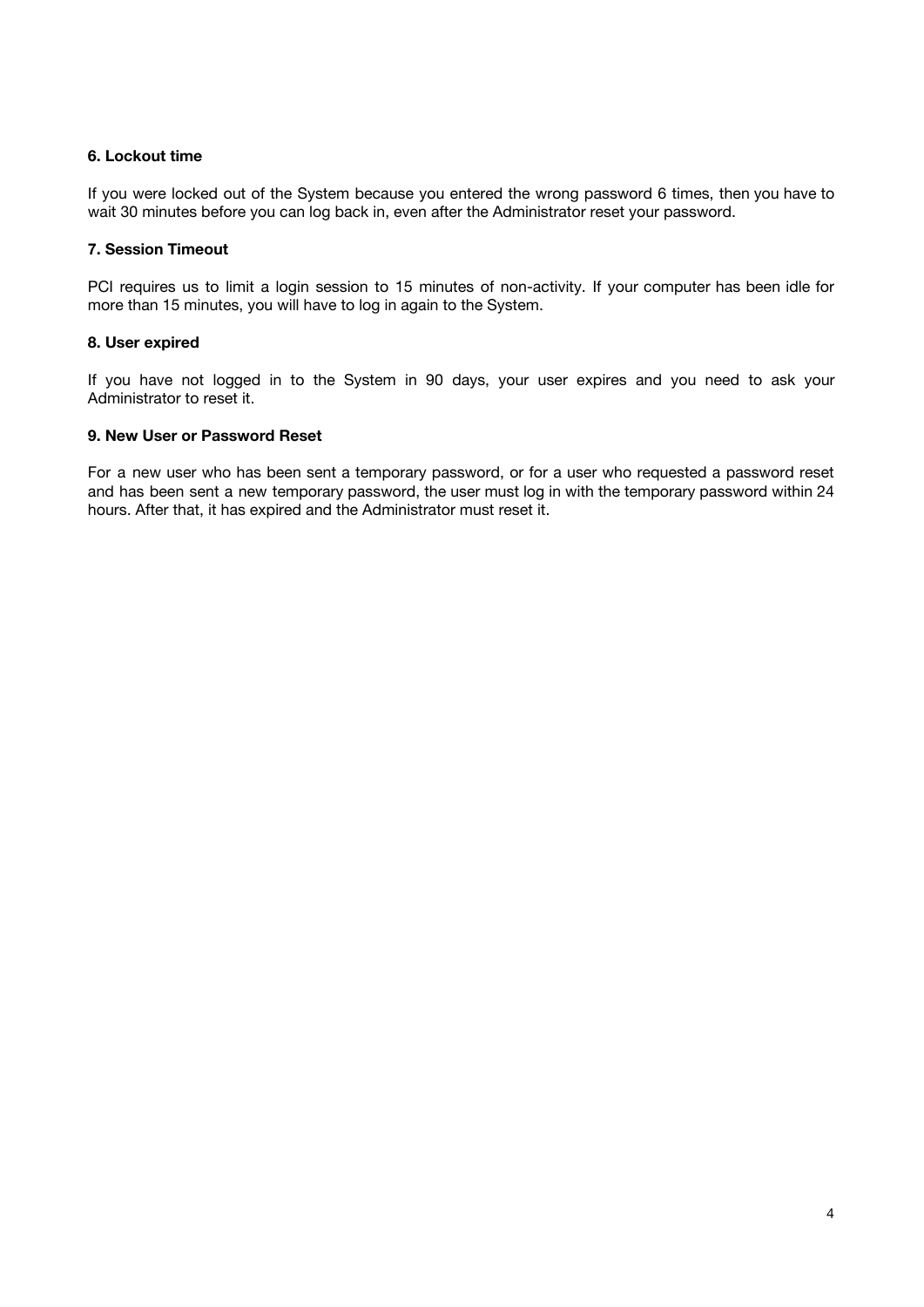**6. Lockout time**

If you were locked out of the System because you entered the wrong password 6 times, then you have to wait 30 minutes before you can log back in, even after the Administrator reset your password.

**7. Session Timeout**

PCI requires us to limit a login session to 15 minutes of non-activity. If your computer has been idle for more than 15 minutes, you will have to log in again to the System.

**8. User expired**

If you have not logged in to the System in 90 days, your user expires and you need to ask your Administrator to reset it.

**9. New User or Password Reset**

For a new user who has been sent a temporary password, or for a user who requested a password reset and has been sent a new temporary password, the user must log in with the temporary password within 24 hours. After that, it has expired and the Administrator must reset it.